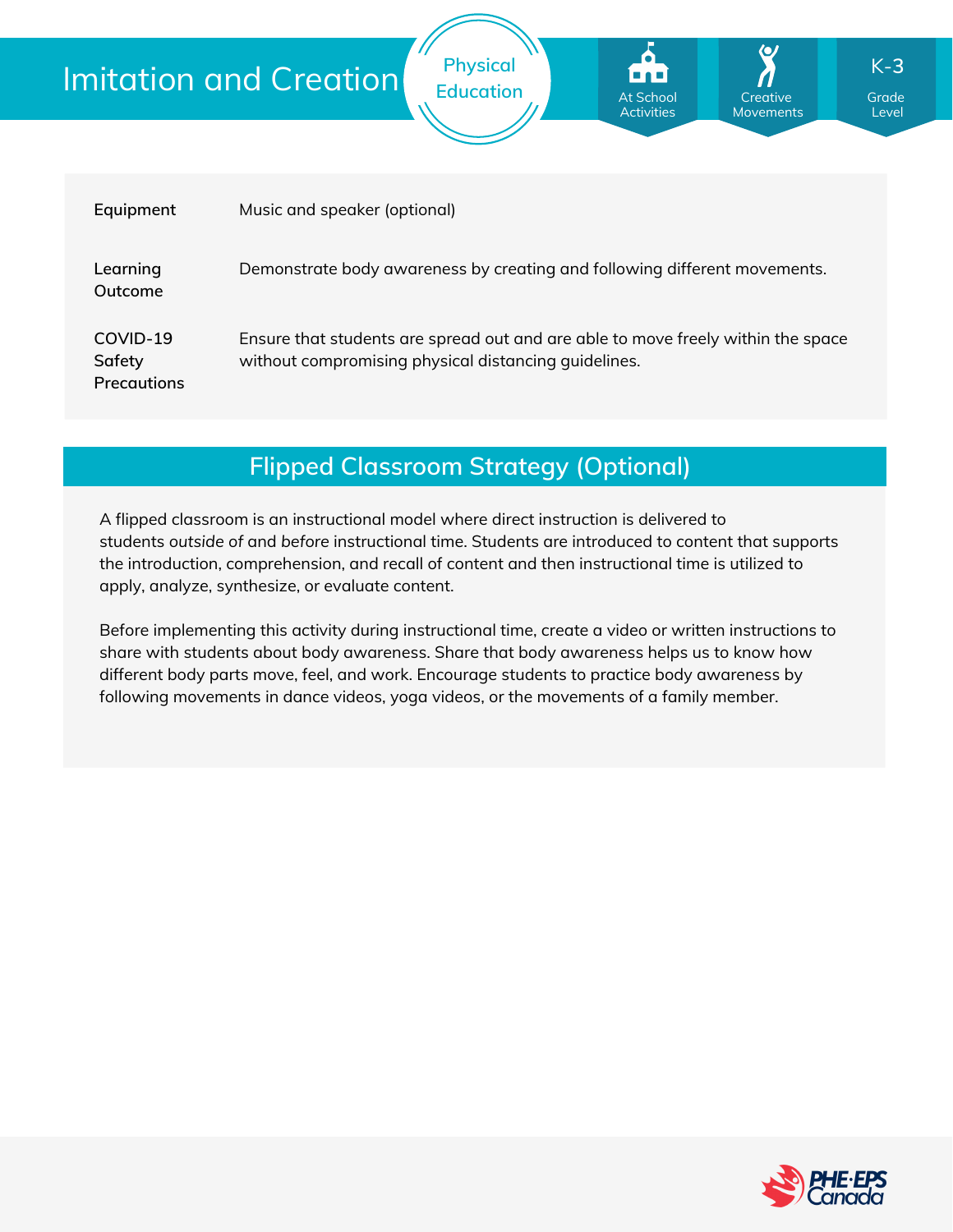# Imitation and Creation

Physical Education

At School Activities | Creative Movements | K-3 Grade Level

| | |
|---|---|
| **Equipment** | Music and speaker (optional) |
| **Learning Outcome** | Demonstrate body awareness by creating and following different movements. |
| **COVID-19 Safety Precautions** | Ensure that students are spread out and are able to move freely within the space without compromising physical distancing guidelines. |

## Flipped Classroom Strategy (Optional)

A flipped classroom is an instructional model where direct instruction is delivered to students *outside of* and *before* instructional time. Students are introduced to content that supports the introduction, comprehension, and recall of content and then instructional time is utilized to apply, analyze, synthesize, or evaluate content.

Before implementing this activity during instructional time, create a video or written instructions to share with students about body awareness. Share that body awareness helps us to know how different body parts move, feel, and work. Encourage students to practice body awareness by following movements in dance videos, yoga videos, or the movements of a family member.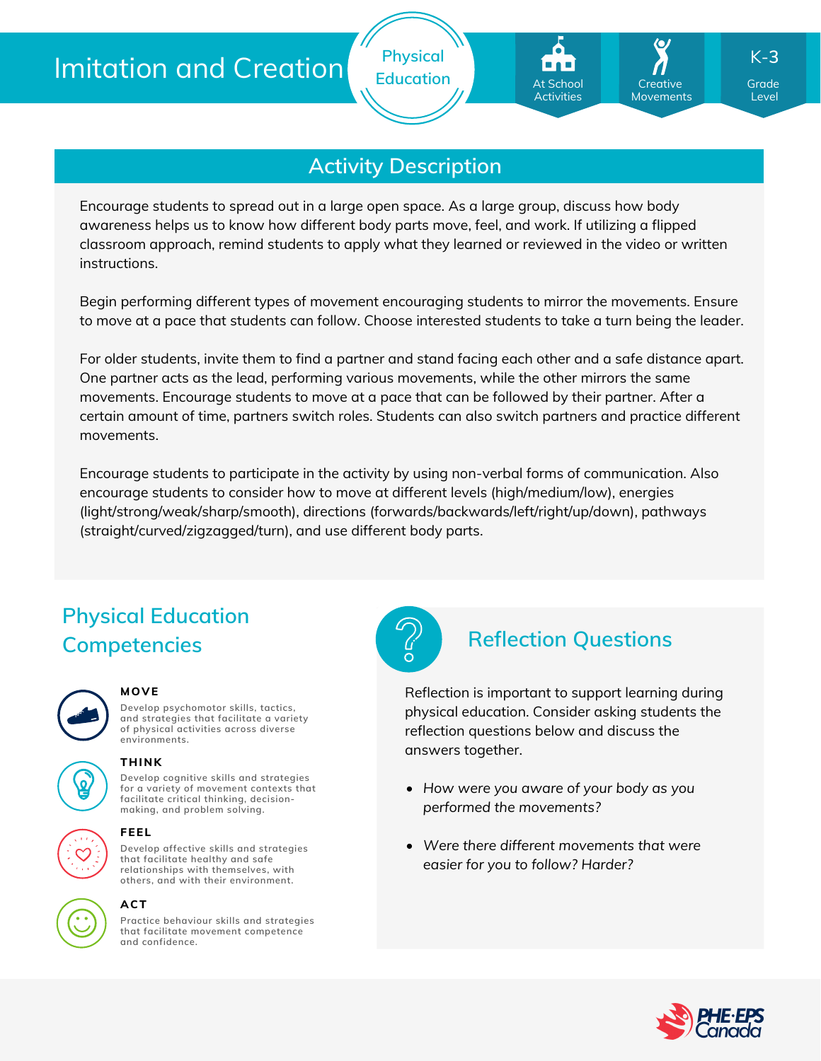# Imitation and Creation

Physical Education

At School Activities | Creative Movements | K-3 Grade Level

## Activity Description

Encourage students to spread out in a large open space. As a large group, discuss how body awareness helps us to know how different body parts move, feel, and work. If utilizing a flipped classroom approach, remind students to apply what they learned or reviewed in the video or written instructions.

Begin performing different types of movement encouraging students to mirror the movements. Ensure to move at a pace that students can follow. Choose interested students to take a turn being the leader.

For older students, invite them to find a partner and stand facing each other and a safe distance apart. One partner acts as the lead, performing various movements, while the other mirrors the same movements. Encourage students to move at a pace that can be followed by their partner. After a certain amount of time, partners switch roles. Students can also switch partners and practice different movements.

Encourage students to participate in the activity by using non-verbal forms of communication. Also encourage students to consider how to move at different levels (high/medium/low), energies (light/strong/weak/sharp/smooth), directions (forwards/backwards/left/right/up/down), pathways (straight/curved/zigzagged/turn), and use different body parts.

## Physical Education Competencies

**MOVE**

Develop psychomotor skills, tactics, and strategies that facilitate a variety of physical activities across diverse environments.

**THINK**

Develop cognitive skills and strategies for a variety of movement contexts that facilitate critical thinking, decision-making, and problem solving.

**FEEL**

Develop affective skills and strategies that facilitate healthy and safe relationships with themselves, with others, and with their environment.

**ACT**

Practice behaviour skills and strategies that facilitate movement competence and confidence.

## Reflection Questions

Reflection is important to support learning during physical education. Consider asking students the reflection questions below and discuss the answers together.

- *How were you aware of your body as you performed the movements?*
- *Were there different movements that were easier for you to follow? Harder?*

PHE-EPS Canada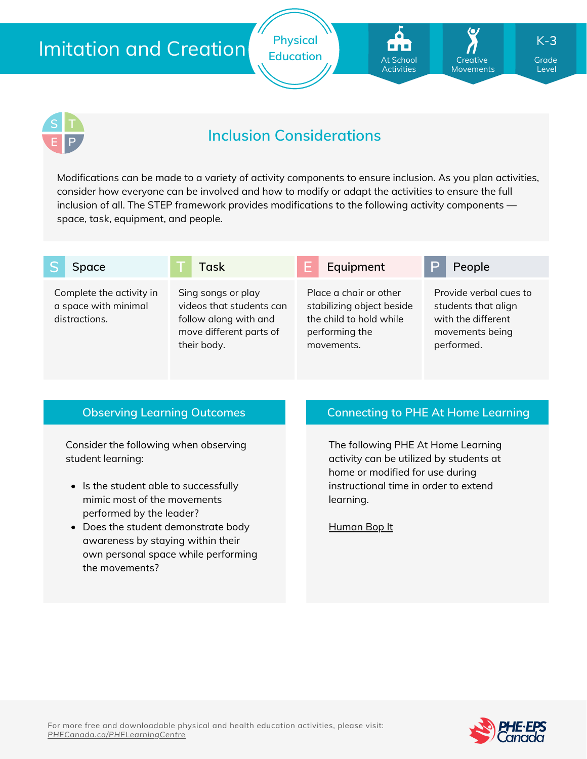# Imitation and Creation

Physical Education

At School Activities | Creative Movements | K-3 Grade Level

## Inclusion Considerations

Modifications can be made to a variety of activity components to ensure inclusion. As you plan activities, consider how everyone can be involved and how to modify or adapt the activities to ensure the full inclusion of all. The STEP framework provides modifications to the following activity components — space, task, equipment, and people.

| S Space | T Task | E Equipment | P People |
|---|---|---|---|
| Complete the activity in a space with minimal distractions. | Sing songs or play videos that students can follow along with and move different parts of their body. | Place a chair or other stabilizing object beside the child to hold while performing the movements. | Provide verbal cues to students that align with the different movements being performed. |

## Observing Learning Outcomes

Consider the following when observing student learning:

- Is the student able to successfully mimic most of the movements performed by the leader?
- Does the student demonstrate body awareness by staying within their own personal space while performing the movements?

## Connecting to PHE At Home Learning

The following PHE At Home Learning activity can be utilized by students at home or modified for use during instructional time in order to extend learning.

Human Bop It

For more free and downloadable physical and health education activities, please visit: PHECanada.ca/PHELearningCentre

PHE·EPS Canada